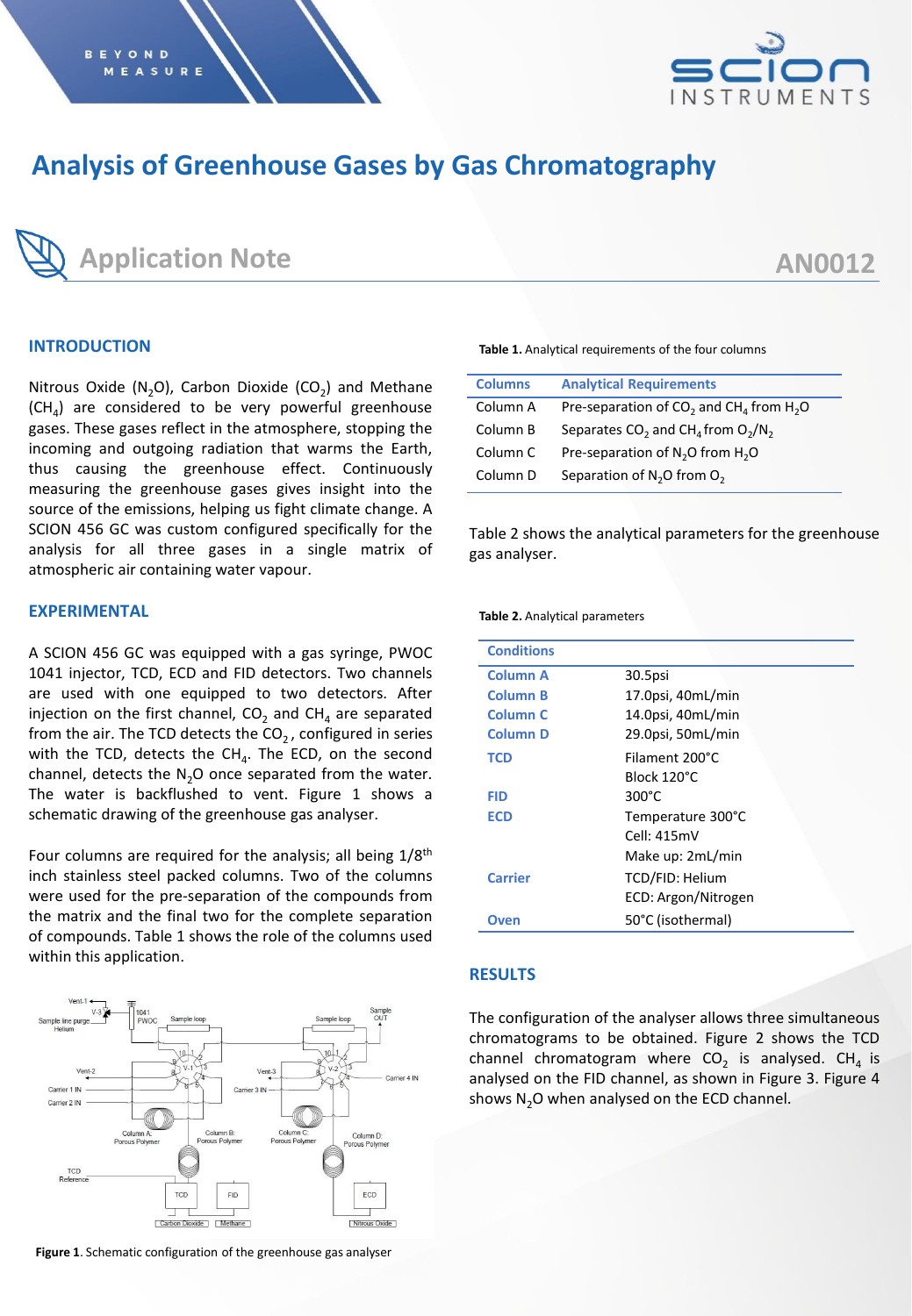# Analysis of Greenhouse Gases by Gas Chromatography

## Application Note

AN0012

## INTRODUCTION

Nitrous Oxide ($N_2O$), Carbon Dioxide ($CO_2$) and Methane ($CH_4$) are considered to be very powerful greenhouse gases. These gases reflect in the atmosphere, stopping the incoming and outgoing radiation that warms the Earth, thus causing the greenhouse effect. Continuously measuring the greenhouse gases gives insight into the source of the emissions, helping us fight climate change. A SCION 456 GC was custom configured specifically for the analysis for all three gases in a single matrix of atmospheric air containing water vapour.

## EXPERIMENTAL

A SCION 456 GC was equipped with a gas syringe, PWOC 1041 injector, TCD, ECD and FID detectors. Two channels are used with one equipped to two detectors. After injection on the first channel, $CO_2$ and $CH_4$ are separated from the air. The TCD detects the $CO_2$, configured in series with the TCD, detects the $CH_4$. The ECD, on the second channel, detects the $N_2O$ once separated from the water. The water is backflushed to vent. Figure 1 shows a schematic drawing of the greenhouse gas analyser.

Four columns are required for the analysis; all being 1/8$^{th}$ inch stainless steel packed columns. Two of the columns were used for the pre-separation of the compounds from the matrix and the final two for the complete separation of compounds. Table 1 shows the role of the columns used within this application.

**Figure 1**. Schematic configuration of the greenhouse gas analyser

**Table 1.** Analytical requirements of the four columns

| Columns | Analytical Requirements |
| --- | --- |
| Column A | Pre-separation of $CO_2$ and $CH_4$ from $H_2O$ |
| Column B | Separates $CO_2$ and $CH_4$ from $O_2$/$N_2$ |
| Column C | Pre-separation of $N_2O$ from $H_2O$ |
| Column D | Separation of $N_2O$ from $O_2$ |

Table 2 shows the analytical parameters for the greenhouse gas analyser.

**Table 2.** Analytical parameters

| Conditions | |
| --- | --- |
| Column A | 30.5psi |
| Column B | 17.0psi, 40mL/min |
| Column C | 14.0psi, 40mL/min |
| Column D | 29.0psi, 50mL/min |
| TCD | Filament 200°C<br>Block 120°C |
| FID | 300°C |
| ECD | Temperature 300°C<br>Cell: 415mV<br>Make up: 2mL/min |
| Carrier | TCD/FID: Helium<br>ECD: Argon/Nitrogen |
| Oven | 50°C (isothermal) |

## RESULTS

The configuration of the analyser allows three simultaneous chromatograms to be obtained. Figure 2 shows the TCD channel chromatogram where $CO_2$ is analysed. $CH_4$ is analysed on the FID channel, as shown in Figure 3. Figure 4 shows $N_2O$ when analysed on the ECD channel.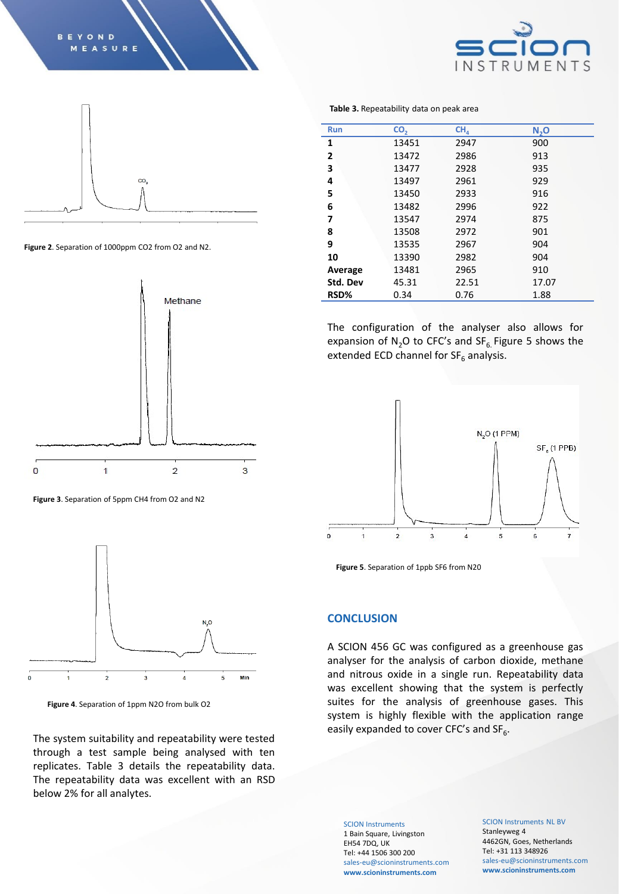CO$_2$

Figure 2. Separation of 1000ppm CO2 from O2 and N2.

Methane

0
1
2
3

Figure 3. Separation of 5ppm CH4 from O2 and N2

N$_2$O

0
1
2
3
4
5
Min

Figure 4. Separation of 1ppm N2O from bulk O2

The system suitability and repeatability were tested through a test sample being analysed with ten replicates. Table 3 details the repeatability data. The repeatability data was excellent with an RSD below 2% for all analytes.

**Table 3.** Repeatability data on peak area

| Run | $CO_2$ | $CH_4$ | $N_2O$ |
|---|---|---|---|
| **1** | 13451 | 2947 | 900 |
| **2** | 13472 | 2986 | 913 |
| **3** | 13477 | 2928 | 935 |
| **4** | 13497 | 2961 | 929 |
| **5** | 13450 | 2933 | 916 |
| **6** | 13482 | 2996 | 922 |
| **7** | 13547 | 2974 | 875 |
| **8** | 13508 | 2972 | 901 |
| **9** | 13535 | 2967 | 904 |
| **10** | 13390 | 2982 | 904 |
| **Average** | 13481 | 2965 | 910 |
| **Std. Dev** | 45.31 | 22.51 | 17.07 |
| **RSD%** | 0.34 | 0.76 | 1.88 |

The configuration of the analyser also allows for expansion of $N_2O$ to CFC's and $SF_6$. Figure 5 shows the extended ECD channel for $SF_6$ analysis.

N$_2$O (1 PPM)

SF$_6$ (1 PPB)

0
1
2
3
4
5
6
7

Figure 5. Separation of 1ppb SF6 from N2O

## CONCLUSION

A SCION 456 GC was configured as a greenhouse gas analyser for the analysis of carbon dioxide, methane and nitrous oxide in a single run. Repeatability data was excellent showing that the system is perfectly suites for the analysis of greenhouse gases. This system is highly flexible with the application range easily expanded to cover CFC's and $SF_6$.

SCION Instruments
1 Bain Square, Livingston
EH54 7DQ, UK
Tel: +44 1506 300 200
sales-eu@scioninstruments.com
**www.scioninstruments.com**

SCION Instruments NL BV
Stanleyweg 4
4462GN, Goes, Netherlands
Tel: +31 113 348926
sales-eu@scioninstruments.com
**www.scioninstruments.com**